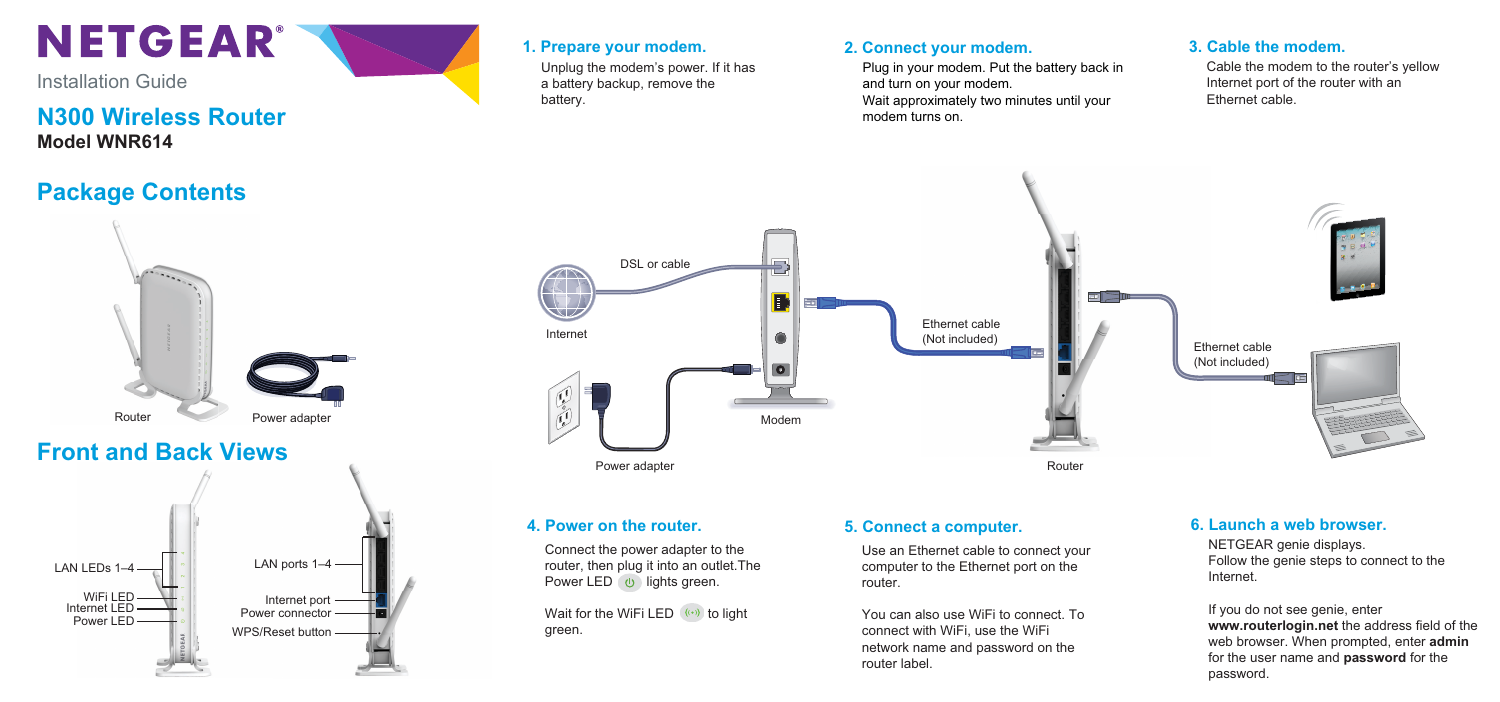# NETGEAR®

Installation Guide

## N300 Wireless Router

**Model WNR614**

## Package Contents

Router

Power adapter

## Front and Back Views

LAN LEDs 1–4

WiFi LED

Internet LED

Power LED

LAN ports 1–4

Internet port

Power connector

WPS/Reset button

### 1. Prepare your modem.

Unplug the modem's power. If it has a battery backup, remove the battery.

### 2. Connect your modem.

Plug in your modem. Put the battery back in and turn on your modem.
Wait approximately two minutes until your modem turns on.

### 3. Cable the modem.

Cable the modem to the router's yellow Internet port of the router with an Ethernet cable.

DSL or cable

Internet

Modem

Power adapter

Ethernet cable (Not included)

Router

Ethernet cable (Not included)

### 4. Power on the router.

Connect the power adapter to the router, then plug it into an outlet.The Power LED lights green.

Wait for the WiFi LED to light green.

### 5. Connect a computer.

Use an Ethernet cable to connect your computer to the Ethernet port on the router.

You can also use WiFi to connect. To connect with WiFi, use the WiFi network name and password on the router label.

### 6. Launch a web browser.

NETGEAR genie displays.
Follow the genie steps to connect to the Internet.

If you do not see genie, enter **www.routerlogin.net** the address field of the web browser. When prompted, enter **admin** for the user name and **password** for the password.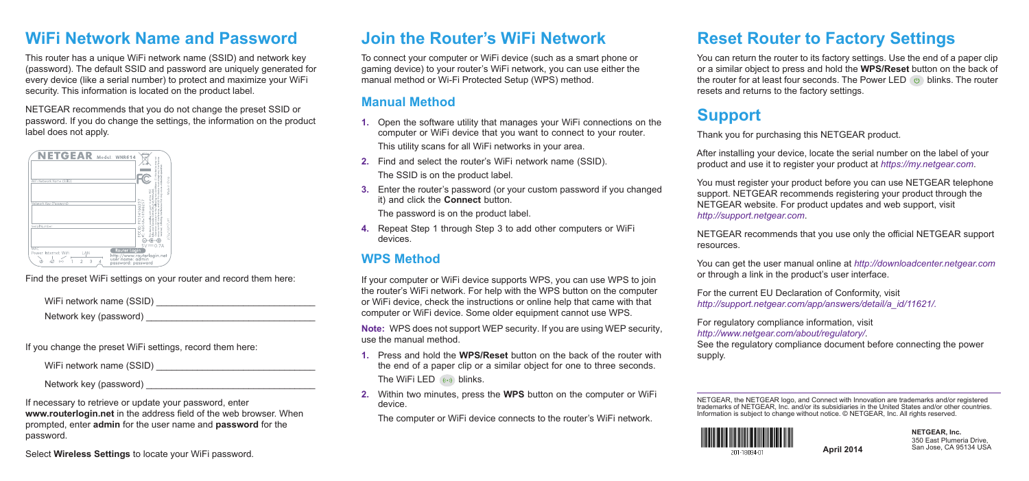# WiFi Network Name and Password

This router has a unique WiFi network name (SSID) and network key (password). The default SSID and password are uniquely generated for every device (like a serial number) to protect and maximize your WiFi security. This information is located on the product label.

NETGEAR recommends that you do not change the preset SSID or password. If you do change the settings, the information on the product label does not apply.

Find the preset WiFi settings on your router and record them here:

WiFi network name (SSID) ______________________________

Network key (password) ________________________________

If you change the preset WiFi settings, record them here:

WiFi network name (SSID) ______________________________

Network key (password) ________________________________

If necessary to retrieve or update your password, enter **www.routerlogin.net** in the address field of the web browser. When prompted, enter **admin** for the user name and **password** for the password.

Select **Wireless Settings** to locate your WiFi password.

# Join the Router's WiFi Network

To connect your computer or WiFi device (such as a smart phone or gaming device) to your router's WiFi network, you can use either the manual method or Wi-Fi Protected Setup (WPS) method.

## Manual Method

1. Open the software utility that manages your WiFi connections on the computer or WiFi device that you want to connect to your router.
   This utility scans for all WiFi networks in your area.
2. Find and select the router's WiFi network name (SSID).
   The SSID is on the product label.
3. Enter the router's password (or your custom password if you changed it) and click the **Connect** button.
   The password is on the product label.
4. Repeat Step 1 through Step 3 to add other computers or WiFi devices.

## WPS Method

If your computer or WiFi device supports WPS, you can use WPS to join the router's WiFi network. For help with the WPS button on the computer or WiFi device, check the instructions or online help that came with that computer or WiFi device. Some older equipment cannot use WPS.

**Note:** WPS does not support WEP security. If you are using WEP security, use the manual method.

1. Press and hold the **WPS/Reset** button on the back of the router with the end of a paper clip or a similar object for one to three seconds.
   The WiFi LED blinks.
2. Within two minutes, press the **WPS** button on the computer or WiFi device.
   The computer or WiFi device connects to the router's WiFi network.

# Reset Router to Factory Settings

You can return the router to its factory settings. Use the end of a paper clip or a similar object to press and hold the **WPS/Reset** button on the back of the router for at least four seconds. The Power LED blinks. The router resets and returns to the factory settings.

# Support

Thank you for purchasing this NETGEAR product.

After installing your device, locate the serial number on the label of your product and use it to register your product at *https://my.netgear.com*.

You must register your product before you can use NETGEAR telephone support. NETGEAR recommends registering your product through the NETGEAR website. For product updates and web support, visit *http://support.netgear.com*.

NETGEAR recommends that you use only the official NETGEAR support resources.

You can get the user manual online at *http://downloadcenter.netgear.com* or through a link in the product's user interface.

For the current EU Declaration of Conformity, visit *http://support.netgear.com/app/answers/detail/a_id/11621/*.

For regulatory compliance information, visit *http://www.netgear.com/about/regulatory/*.
See the regulatory compliance document before connecting the power supply.

NETGEAR, the NETGEAR logo, and Connect with Innovation are trademarks and/or registered trademarks of NETGEAR, Inc. and/or its subsidiaries in the United States and/or other countries. Information is subject to change without notice. © NETGEAR, Inc. All rights reserved.

201-18094-01

**April 2014**

**NETGEAR, Inc.**
350 East Plumeria Drive,
San Jose, CA 95134 USA